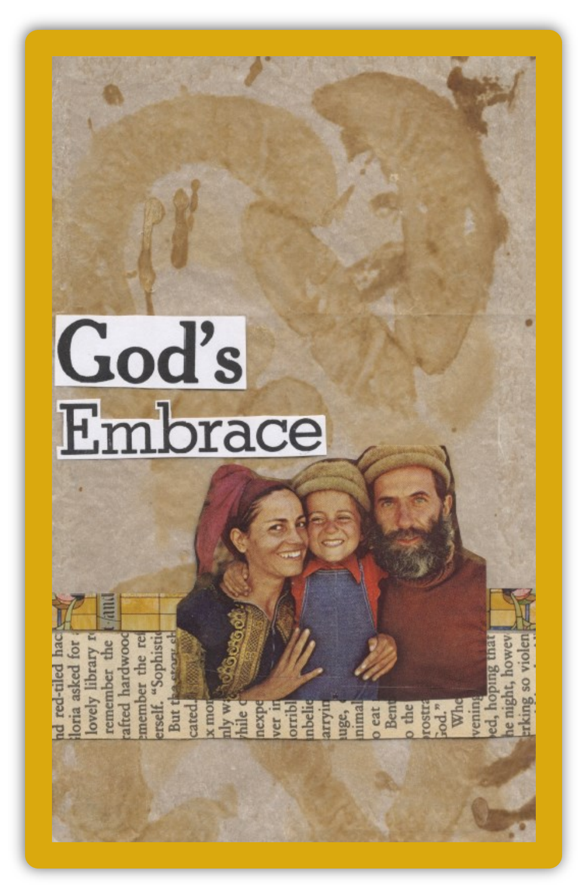# God's Embrace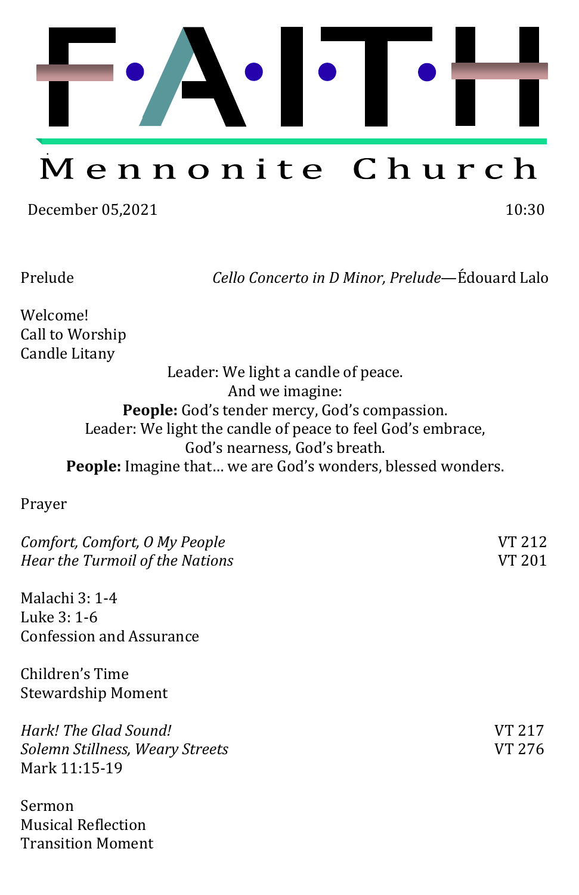# F·A·I·T·H

## Mennonite Church

December 05,2021 10:30

Prelude *Cello Concerto in D Minor, Prelude*—Édouard Lalo

Welcome!
Call to Worship
Candle Litany

Leader: We light a candle of peace.
And we imagine:
**People:** God's tender mercy, God's compassion.
Leader: We light the candle of peace to feel God's embrace,
God's nearness, God's breath.
**People:** Imagine that… we are God's wonders, blessed wonders.

Prayer

*Comfort, Comfort, O My People* VT 212
*Hear the Turmoil of the Nations* VT 201

Malachi 3: 1-4
Luke 3: 1-6
Confession and Assurance

Children's Time
Stewardship Moment

*Hark! The Glad Sound!* VT 217
*Solemn Stillness, Weary Streets* VT 276
Mark 11:15-19

Sermon
Musical Reflection
Transition Moment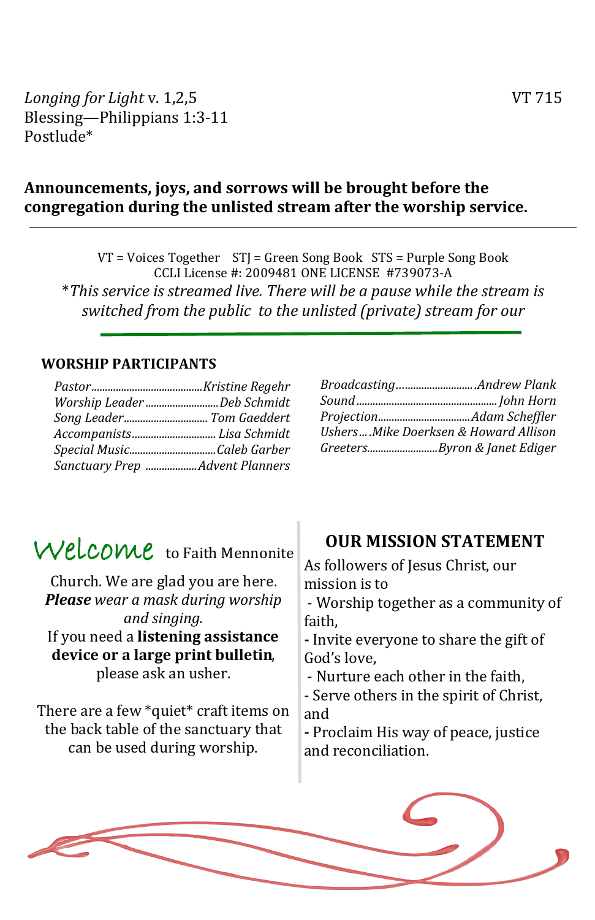*Longing for Light* v. 1,2,5 VT 715
Blessing—Philippians 1:3-11
Postlude*

**Announcements, joys, and sorrows will be brought before the congregation during the unlisted stream after the worship service.**

---

VT = Voices Together STJ = Green Song Book STS = Purple Song Book
CCLI License #: 2009481 ONE LICENSE #739073-A
**This service is streamed live. There will be a pause while the stream is switched from the public to the unlisted (private) stream for our*

---

## WORSHIP PARTICIPANTS

*Pastor* ........ *Kristine Regehr*
*Worship Leader* ........ *Deb Schmidt*
*Song Leader* ........ *Tom Gaeddert*
*Accompanists* ........ *Lisa Schmidt*
*Special Music* ........ *Caleb Garber*
*Sanctuary Prep* ........ *Advent Planners*

*Broadcasting* ........ *Andrew Plank*
*Sound* ........ *John Horn*
*Projection* ........ *Adam Scheffler*
*Ushers* .... *Mike Doerksen & Howard Allison*
*Greeters* ........ *Byron & Janet Ediger*

Welcome to Faith Mennonite Church. We are glad you are here. ***Please** wear a mask during worship and singing.*
If you need a **listening assistance device or a large print bulletin**, please ask an usher.

There are a few *quiet* craft items on the back table of the sanctuary that can be used during worship.

## OUR MISSION STATEMENT

As followers of Jesus Christ, our mission is to
- Worship together as a community of faith,
- Invite everyone to share the gift of God's love,
- Nurture each other in the faith,
- Serve others in the spirit of Christ, and
- Proclaim His way of peace, justice and reconciliation.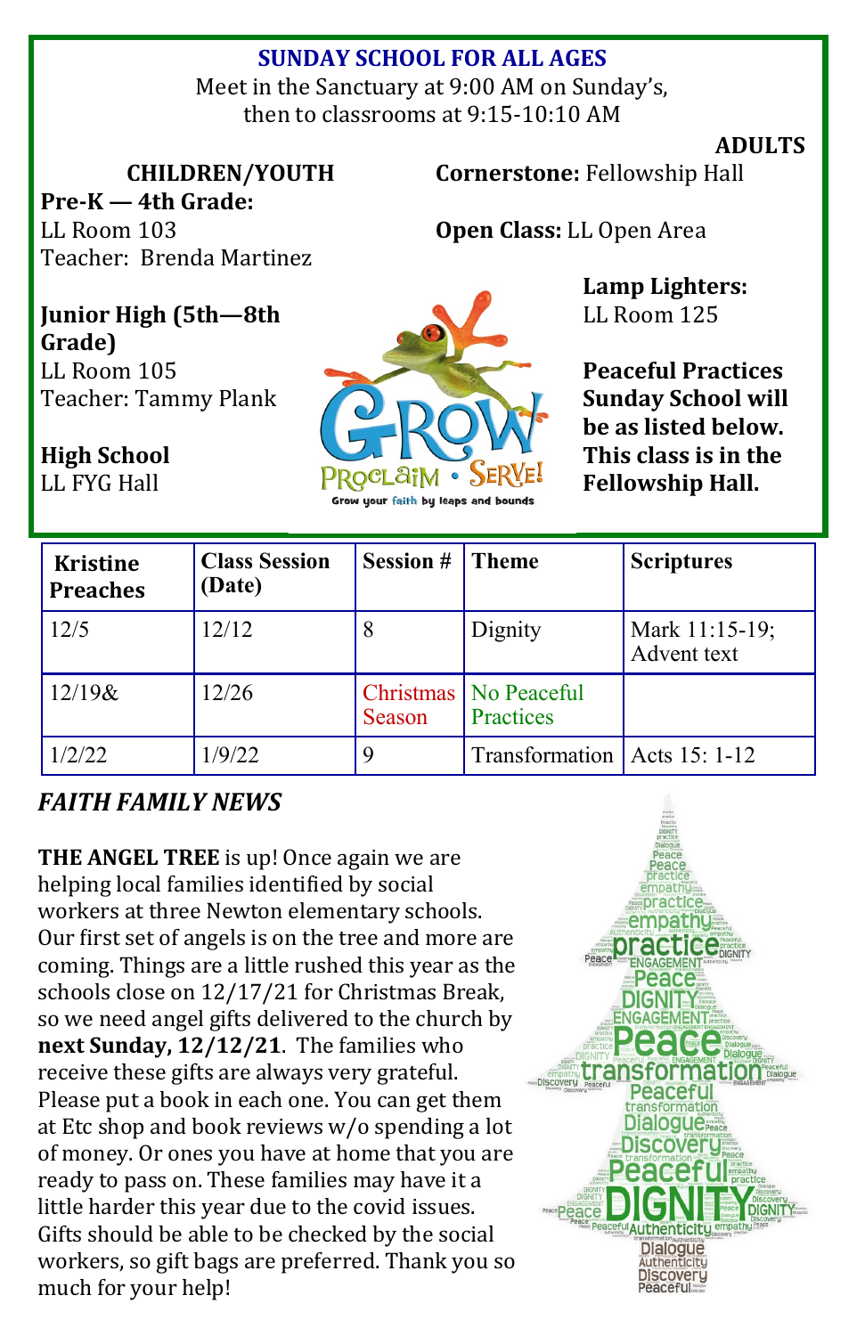## SUNDAY SCHOOL FOR ALL AGES

Meet in the Sanctuary at 9:00 AM on Sunday's, then to classrooms at 9:15-10:10 AM

### CHILDREN/YOUTH

**Pre-K — 4th Grade:**
LL Room 103
Teacher: Brenda Martinez

**Junior High (5th—8th Grade)**
LL Room 105
Teacher: Tammy Plank

**High School**
LL FYG Hall

### ADULTS

**Cornerstone:** Fellowship Hall

**Open Class:** LL Open Area

**Lamp Lighters:**
LL Room 125

**Peaceful Practices Sunday School will be as listed below. This class is in the Fellowship Hall.**

GROW PROCLAIM • SERVE!
Grow your faith by leaps and bounds

| Kristine Preaches | Class Session (Date) | Session # | Theme | Scriptures |
|---|---|---|---|---|
| 12/5 | 12/12 | 8 | Dignity | Mark 11:15-19; Advent text |
| 12/19& | 12/26 | Christmas Season | No Peaceful Practices | |
| 1/2/22 | 1/9/22 | 9 | Transformation | Acts 15: 1-12 |

## *FAITH FAMILY NEWS*

**THE ANGEL TREE** is up! Once again we are helping local families identified by social workers at three Newton elementary schools. Our first set of angels is on the tree and more are coming. Things are a little rushed this year as the schools close on 12/17/21 for Christmas Break, so we need angel gifts delivered to the church by **next Sunday, 12/12/21**. The families who receive these gifts are always very grateful. Please put a book in each one. You can get them at Etc shop and book reviews w/o spending a lot of money. Or ones you have at home that you are ready to pass on. These families may have it a little harder this year due to the covid issues. Gifts should be able to be checked by the social workers, so gift bags are preferred. Thank you so much for your help!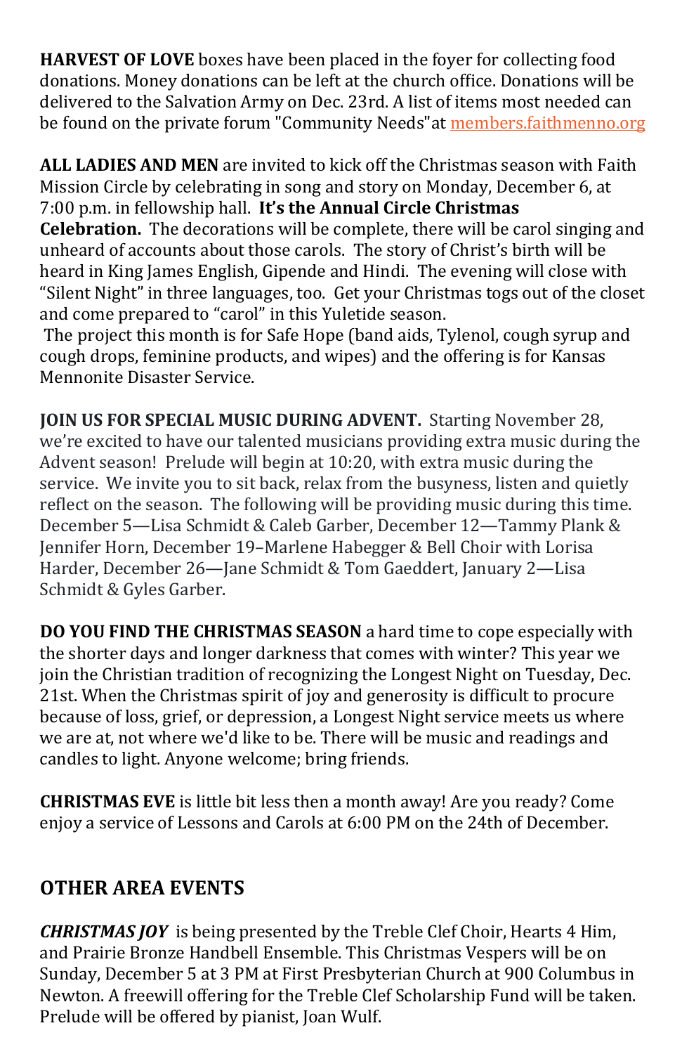**HARVEST OF LOVE** boxes have been placed in the foyer for collecting food donations. Money donations can be left at the church office. Donations will be delivered to the Salvation Army on Dec. 23rd. A list of items most needed can be found on the private forum "Community Needs"at [members.faithmenno.org](members.faithmenno.org)

**ALL LADIES AND MEN** are invited to kick off the Christmas season with Faith Mission Circle by celebrating in song and story on Monday, December 6, at 7:00 p.m. in fellowship hall. **It's the Annual Circle Christmas Celebration.** The decorations will be complete, there will be carol singing and unheard of accounts about those carols. The story of Christ's birth will be heard in King James English, Gipende and Hindi. The evening will close with "Silent Night" in three languages, too. Get your Christmas togs out of the closet and come prepared to "carol" in this Yuletide season.

The project this month is for Safe Hope (band aids, Tylenol, cough syrup and cough drops, feminine products, and wipes) and the offering is for Kansas Mennonite Disaster Service.

**JOIN US FOR SPECIAL MUSIC DURING ADVENT.** Starting November 28, we're excited to have our talented musicians providing extra music during the Advent season! Prelude will begin at 10:20, with extra music during the service. We invite you to sit back, relax from the busyness, listen and quietly reflect on the season. The following will be providing music during this time. December 5—Lisa Schmidt & Caleb Garber, December 12—Tammy Plank & Jennifer Horn, December 19–Marlene Habegger & Bell Choir with Lorisa Harder, December 26—Jane Schmidt & Tom Gaeddert, January 2—Lisa Schmidt & Gyles Garber.

**DO YOU FIND THE CHRISTMAS SEASON** a hard time to cope especially with the shorter days and longer darkness that comes with winter? This year we join the Christian tradition of recognizing the Longest Night on Tuesday, Dec. 21st. When the Christmas spirit of joy and generosity is difficult to procure because of loss, grief, or depression, a Longest Night service meets us where we are at, not where we'd like to be. There will be music and readings and candles to light. Anyone welcome; bring friends.

**CHRISTMAS EVE** is little bit less then a month away! Are you ready? Come enjoy a service of Lessons and Carols at 6:00 PM on the 24th of December.

## OTHER AREA EVENTS

***CHRISTMAS JOY*** is being presented by the Treble Clef Choir, Hearts 4 Him, and Prairie Bronze Handbell Ensemble. This Christmas Vespers will be on Sunday, December 5 at 3 PM at First Presbyterian Church at 900 Columbus in Newton. A freewill offering for the Treble Clef Scholarship Fund will be taken. Prelude will be offered by pianist, Joan Wulf.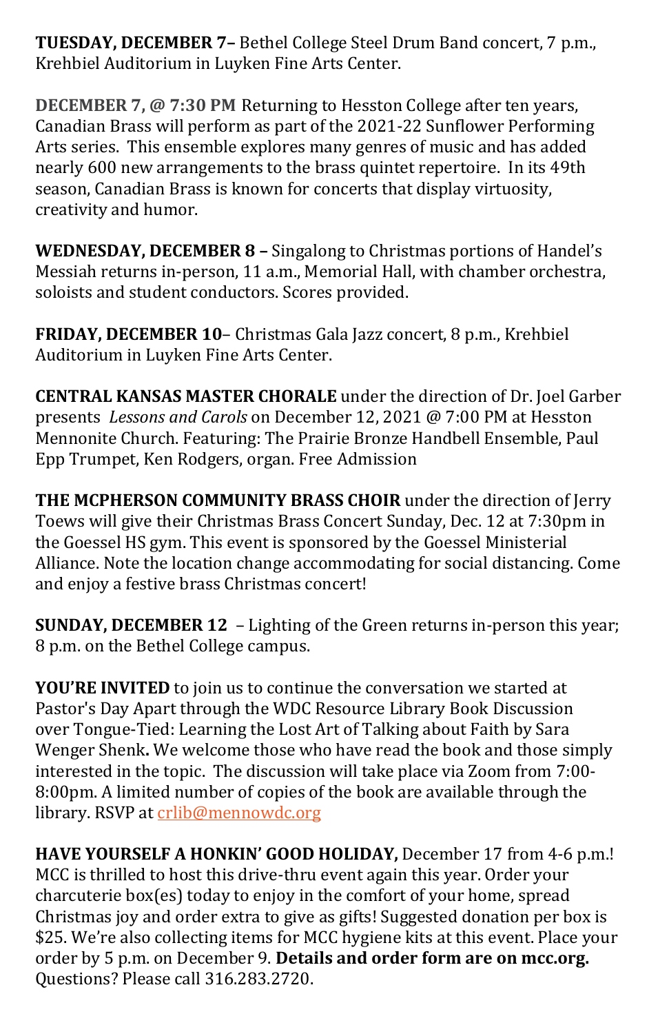**TUESDAY, DECEMBER 7–** Bethel College Steel Drum Band concert, 7 p.m., Krehbiel Auditorium in Luyken Fine Arts Center.

**DECEMBER 7, @ 7:30 PM** Returning to Hesston College after ten years, Canadian Brass will perform as part of the 2021-22 Sunflower Performing Arts series. This ensemble explores many genres of music and has added nearly 600 new arrangements to the brass quintet repertoire. In its 49th season, Canadian Brass is known for concerts that display virtuosity, creativity and humor.

**WEDNESDAY, DECEMBER 8 –** Singalong to Christmas portions of Handel's Messiah returns in-person, 11 a.m., Memorial Hall, with chamber orchestra, soloists and student conductors. Scores provided.

**FRIDAY, DECEMBER 10**– Christmas Gala Jazz concert, 8 p.m., Krehbiel Auditorium in Luyken Fine Arts Center.

**CENTRAL KANSAS MASTER CHORALE** under the direction of Dr. Joel Garber presents *Lessons and Carols* on December 12, 2021 @ 7:00 PM at Hesston Mennonite Church. Featuring: The Prairie Bronze Handbell Ensemble, Paul Epp Trumpet, Ken Rodgers, organ. Free Admission

**THE MCPHERSON COMMUNITY BRASS CHOIR** under the direction of Jerry Toews will give their Christmas Brass Concert Sunday, Dec. 12 at 7:30pm in the Goessel HS gym. This event is sponsored by the Goessel Ministerial Alliance. Note the location change accommodating for social distancing. Come and enjoy a festive brass Christmas concert!

**SUNDAY, DECEMBER 12** – Lighting of the Green returns in-person this year; 8 p.m. on the Bethel College campus.

**YOU'RE INVITED** to join us to continue the conversation we started at Pastor's Day Apart through the WDC Resource Library Book Discussion over Tongue-Tied: Learning the Lost Art of Talking about Faith by Sara Wenger Shenk**.** We welcome those who have read the book and those simply interested in the topic. The discussion will take place via Zoom from 7:00-8:00pm. A limited number of copies of the book are available through the library. RSVP at crlib@mennowdc.org

**HAVE YOURSELF A HONKIN' GOOD HOLIDAY,** December 17 from 4-6 p.m.! MCC is thrilled to host this drive-thru event again this year. Order your charcuterie box(es) today to enjoy in the comfort of your home, spread Christmas joy and order extra to give as gifts! Suggested donation per box is $25. We're also collecting items for MCC hygiene kits at this event. Place your order by 5 p.m. on December 9. **Details and order form are on mcc.org.** Questions? Please call 316.283.2720.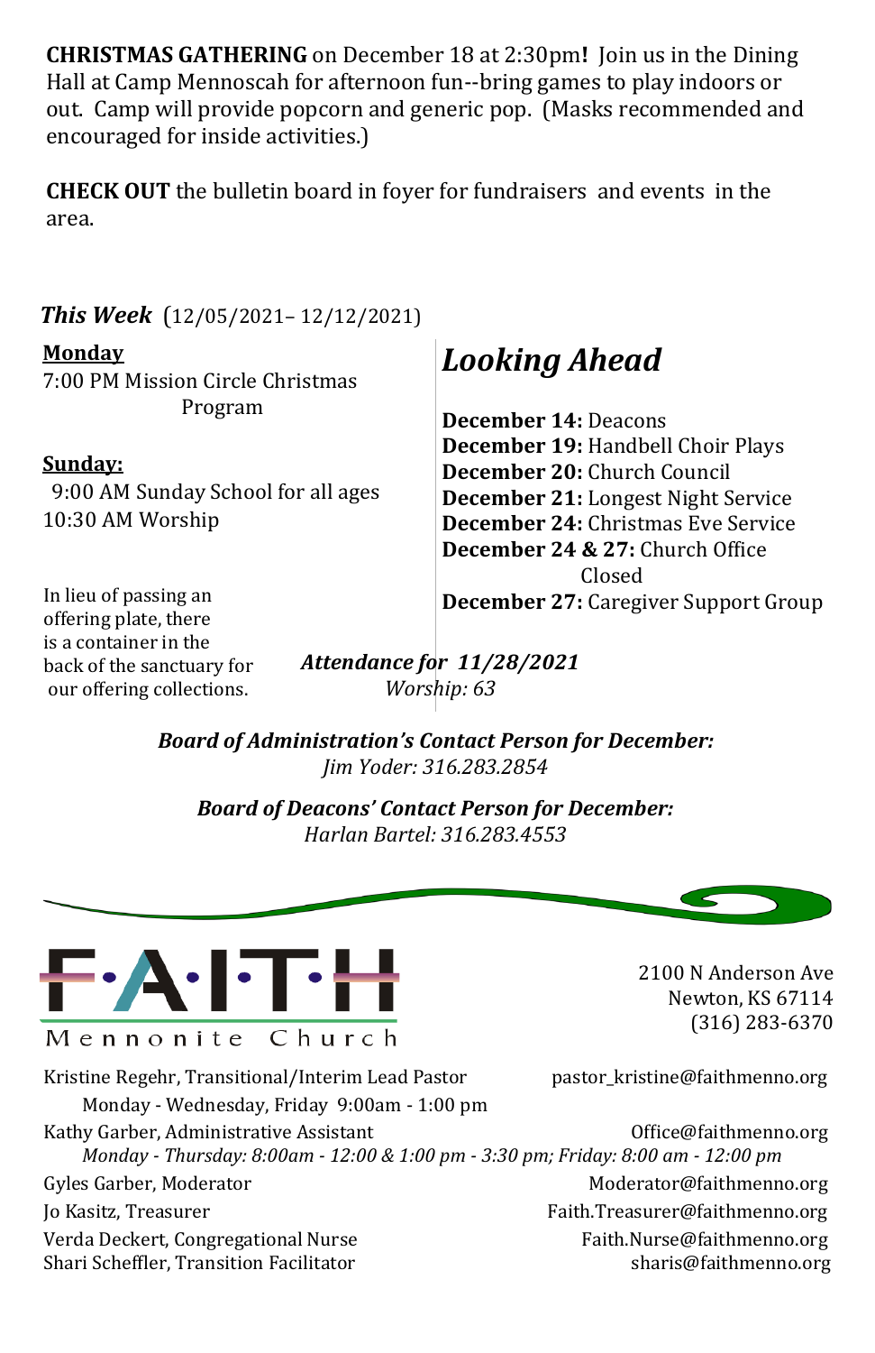**CHRISTMAS GATHERING** on December 18 at 2:30pm**!** Join us in the Dining Hall at Camp Mennoscah for afternoon fun--bring games to play indoors or out. Camp will provide popcorn and generic pop. (Masks recommended and encouraged for inside activities.)

**CHECK OUT** the bulletin board in foyer for fundraisers and events in the area.

## *This Week* (12/05/2021– 12/12/2021)

**Monday**
7:00 PM Mission Circle Christmas Program

**Sunday:**
9:00 AM Sunday School for all ages
10:30 AM Worship

In lieu of passing an offering plate, there is a container in the back of the sanctuary for our offering collections.

## *Looking Ahead*

**December 14:** Deacons
**December 19:** Handbell Choir Plays
**December 20:** Church Council
**December 21:** Longest Night Service
**December 24:** Christmas Eve Service
**December 24 & 27:** Church Office Closed
**December 27:** Caregiver Support Group

***Attendance for 11/28/2021***
*Worship: 63*

***Board of Administration's Contact Person for December:***
*Jim Yoder: 316.283.2854*

***Board of Deacons' Contact Person for December:***
*Harlan Bartel: 316.283.4553*

# FAITH Mennonite Church

2100 N Anderson Ave
Newton, KS 67114
(316) 283-6370

Kristine Regehr, Transitional/Interim Lead Pastor — pastor_kristine@faithmenno.org
Monday - Wednesday, Friday 9:00am - 1:00 pm
Kathy Garber, Administrative Assistant — Office@faithmenno.org
*Monday - Thursday: 8:00am - 12:00 & 1:00 pm - 3:30 pm; Friday: 8:00 am - 12:00 pm*
Gyles Garber, Moderator — Moderator@faithmenno.org
Jo Kasitz, Treasurer — Faith.Treasurer@faithmenno.org
Verda Deckert, Congregational Nurse — Faith.Nurse@faithmenno.org
Shari Scheffler, Transition Facilitator — sharis@faithmenno.org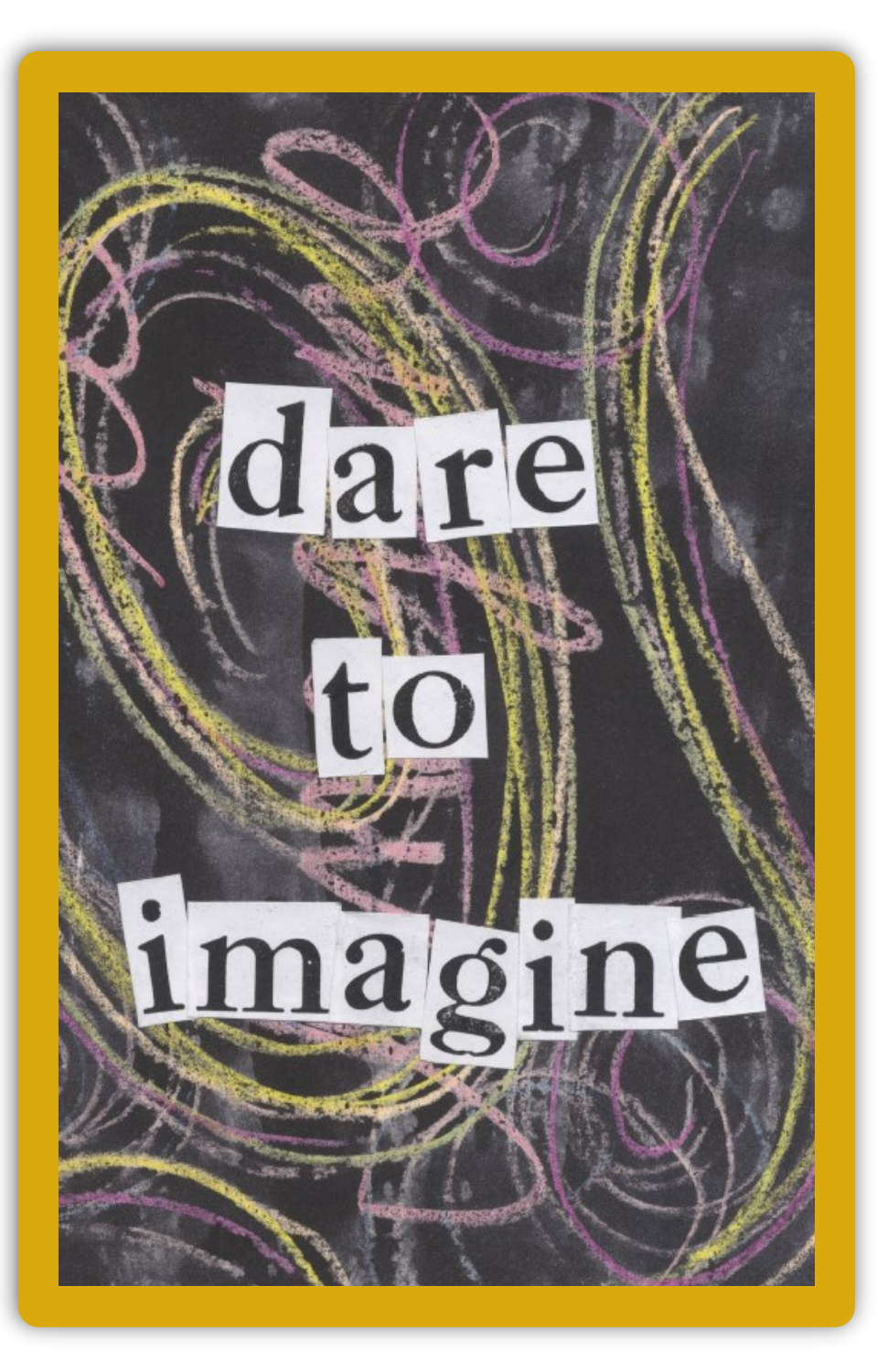dare

to

imagine